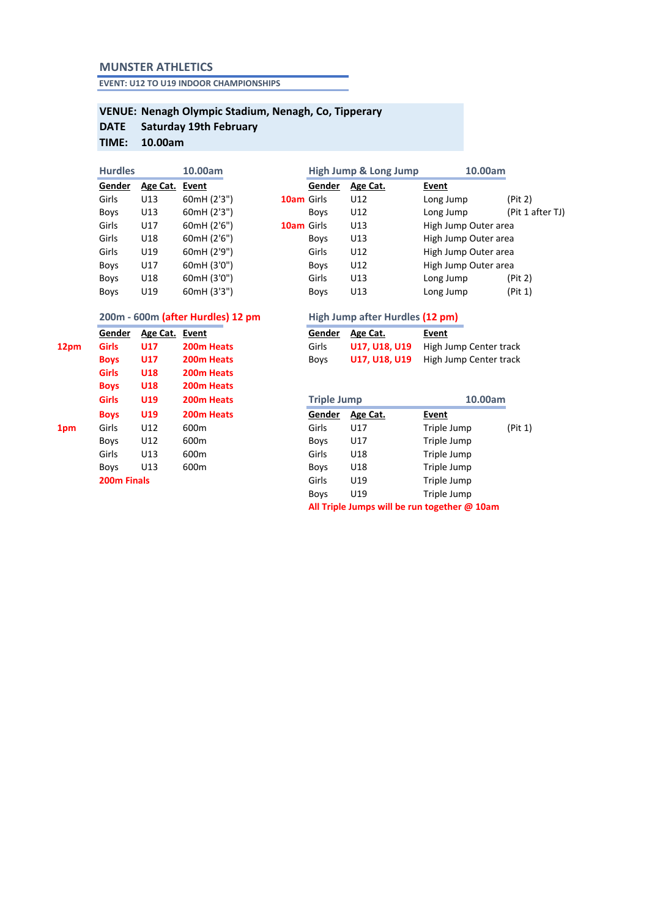## MUNSTER ATHLETICS

**EVENT: U12 TO U19 INDOOR CHAMPIONSHIPS**

**VENUE:** **Nenagh Olympic Stadium, Nenagh, Co, Tipperary**
**DATE** **Saturday 19th February**
**TIME:** **10.00am**

### Hurdles 10.00am

| Gender | Age Cat. | Event |
|---|---|---|
| Girls | U13 | 60mH (2'3") |
| Boys | U13 | 60mH (2'3") |
| Girls | U17 | 60mH (2'6") |
| Girls | U18 | 60mH (2'6") |
| Girls | U19 | 60mH (2'9") |
| Boys | U17 | 60mH (3'0") |
| Boys | U18 | 60mH (3'0") |
| Boys | U19 | 60mH (3'3") |

### 200m - 600m (after Hurdles) 12 pm

| | Gender | Age Cat. | Event |
|---|---|---|---|
| 12pm | Girls | U17 | 200m Heats |
| | Boys | U17 | 200m Heats |
| | Girls | U18 | 200m Heats |
| | Boys | U18 | 200m Heats |
| | Girls | U19 | 200m Heats |
| | Boys | U19 | 200m Heats |
| 1pm | Girls | U12 | 600m |
| | Boys | U12 | 600m |
| | Girls | U13 | 600m |
| | Boys | U13 | 600m |
| | 200m Finals | | |

### High Jump & Long Jump 10.00am

| | Gender | Age Cat. | Event | |
|---|---|---|---|---|
| 10am | Girls | U12 | Long Jump | (Pit 2) |
| | Boys | U12 | Long Jump | (Pit 1 after TJ) |
| 10am | Girls | U13 | High Jump Outer area | |
| | Boys | U13 | High Jump Outer area | |
| | Girls | U12 | High Jump Outer area | |
| | Boys | U12 | High Jump Outer area | |
| | Girls | U13 | Long Jump | (Pit 2) |
| | Boys | U13 | Long Jump | (Pit 1) |

### High Jump after Hurdles (12 pm)

| Gender | Age Cat. | Event |
|---|---|---|
| Girls | U17, U18, U19 | High Jump Center track |
| Boys | U17, U18, U19 | High Jump Center track |

### Triple Jump 10.00am

| Gender | Age Cat. | Event | |
|---|---|---|---|
| Girls | U17 | Triple Jump | (Pit 1) |
| Boys | U17 | Triple Jump | |
| Girls | U18 | Triple Jump | |
| Boys | U18 | Triple Jump | |
| Girls | U19 | Triple Jump | |
| Boys | U19 | Triple Jump | |

**All Triple Jumps will be run together @ 10am**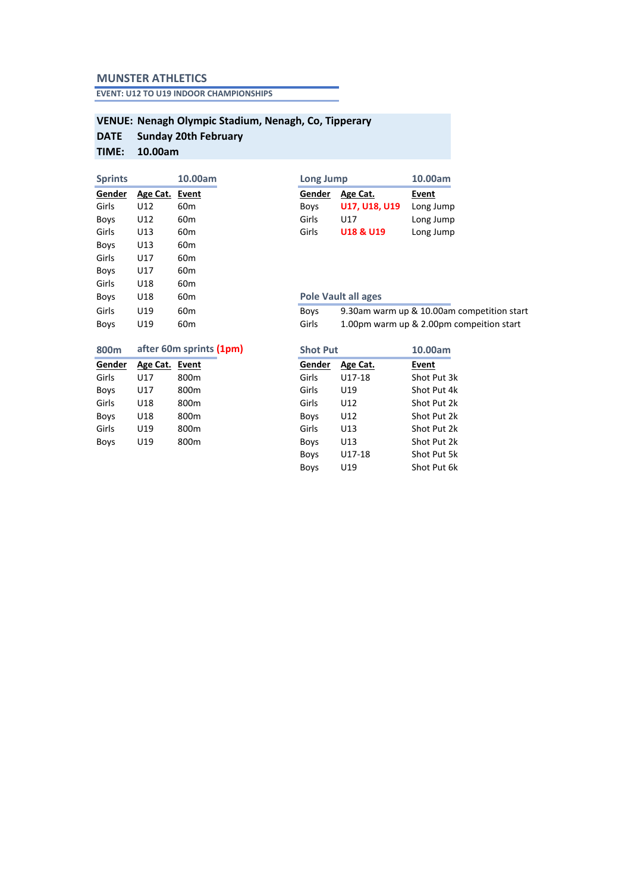## MUNSTER ATHLETICS

**EVENT: U12 TO U19 INDOOR CHAMPIONSHIPS**

**VENUE: Nenagh Olympic Stadium, Nenagh, Co, Tipperary**
**DATE Sunday 20th February**
**TIME: 10.00am**

### Sprints 10.00am

| Gender | Age Cat. | Event |
|---|---|---|
| Girls | U12 | 60m |
| Boys | U12 | 60m |
| Girls | U13 | 60m |
| Boys | U13 | 60m |
| Girls | U17 | 60m |
| Boys | U17 | 60m |
| Girls | U18 | 60m |
| Boys | U18 | 60m |
| Girls | U19 | 60m |
| Boys | U19 | 60m |

### 800m after 60m sprints (1pm)

| Gender | Age Cat. | Event |
|---|---|---|
| Girls | U17 | 800m |
| Boys | U17 | 800m |
| Girls | U18 | 800m |
| Boys | U18 | 800m |
| Girls | U19 | 800m |
| Boys | U19 | 800m |

### Long Jump 10.00am

| Gender | Age Cat. | Event |
|---|---|---|
| Boys | **U17, U18, U19** | Long Jump |
| Girls | U17 | Long Jump |
| Girls | **U18 & U19** | Long Jump |

### Pole Vault all ages

| | |
|---|---|
| Boys | 9.30am warm up & 10.00am competition start |
| Girls | 1.00pm warm up & 2.00pm compeition start |

### Shot Put 10.00am

| Gender | Age Cat. | Event |
|---|---|---|
| Girls | U17-18 | Shot Put 3k |
| Girls | U19 | Shot Put 4k |
| Girls | U12 | Shot Put 2k |
| Boys | U12 | Shot Put 2k |
| Girls | U13 | Shot Put 2k |
| Boys | U13 | Shot Put 2k |
| Boys | U17-18 | Shot Put 5k |
| Boys | U19 | Shot Put 6k |